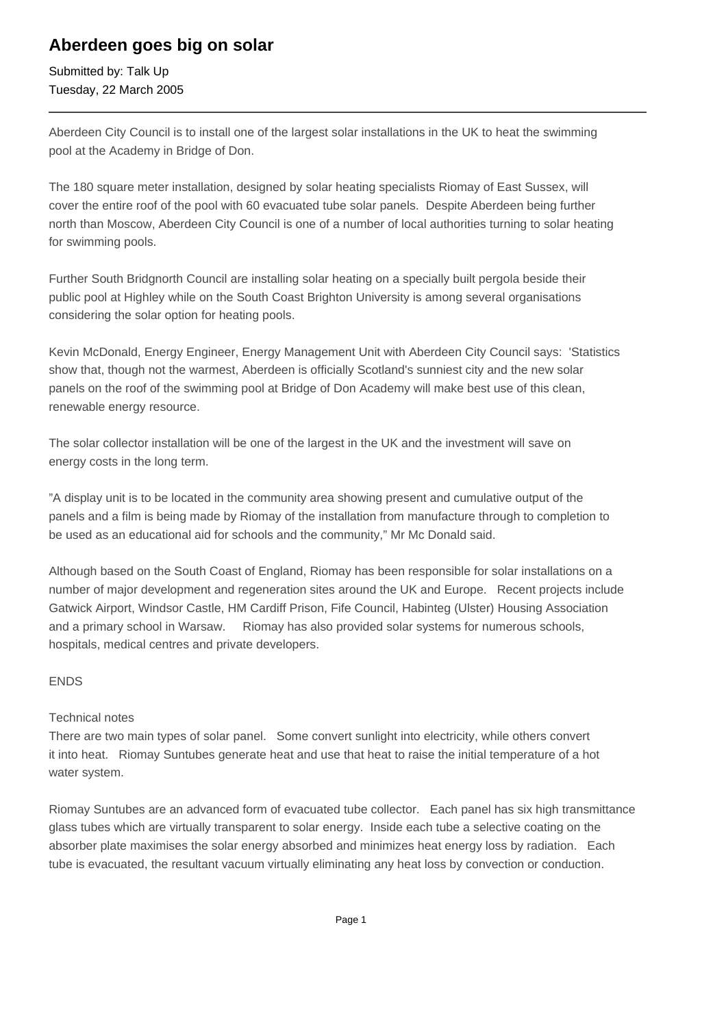# Aberdeen goes big on solar

Submitted by: Talk Up
Tuesday, 22 March 2005

---

Aberdeen City Council is to install one of the largest solar installations in the UK to heat the swimming pool at the Academy in Bridge of Don.

The 180 square meter installation, designed by solar heating specialists Riomay of East Sussex, will cover the entire roof of the pool with 60 evacuated tube solar panels. Despite Aberdeen being further north than Moscow, Aberdeen City Council is one of a number of local authorities turning to solar heating for swimming pools.

Further South Bridgnorth Council are installing solar heating on a specially built pergola beside their public pool at Highley while on the South Coast Brighton University is among several organisations considering the solar option for heating pools.

Kevin McDonald, Energy Engineer, Energy Management Unit with Aberdeen City Council says: 'Statistics show that, though not the warmest, Aberdeen is officially Scotland's sunniest city and the new solar panels on the roof of the swimming pool at Bridge of Don Academy will make best use of this clean, renewable energy resource.

The solar collector installation will be one of the largest in the UK and the investment will save on energy costs in the long term.

"A display unit is to be located in the community area showing present and cumulative output of the panels and a film is being made by Riomay of the installation from manufacture through to completion to be used as an educational aid for schools and the community," Mr Mc Donald said.

Although based on the South Coast of England, Riomay has been responsible for solar installations on a number of major development and regeneration sites around the UK and Europe. Recent projects include Gatwick Airport, Windsor Castle, HM Cardiff Prison, Fife Council, Habinteg (Ulster) Housing Association and a primary school in Warsaw. Riomay has also provided solar systems for numerous schools, hospitals, medical centres and private developers.

ENDS

Technical notes
There are two main types of solar panel. Some convert sunlight into electricity, while others convert it into heat. Riomay Suntubes generate heat and use that heat to raise the initial temperature of a hot water system.

Riomay Suntubes are an advanced form of evacuated tube collector. Each panel has six high transmittance glass tubes which are virtually transparent to solar energy. Inside each tube a selective coating on the absorber plate maximises the solar energy absorbed and minimizes heat energy loss by radiation. Each tube is evacuated, the resultant vacuum virtually eliminating any heat loss by convection or conduction.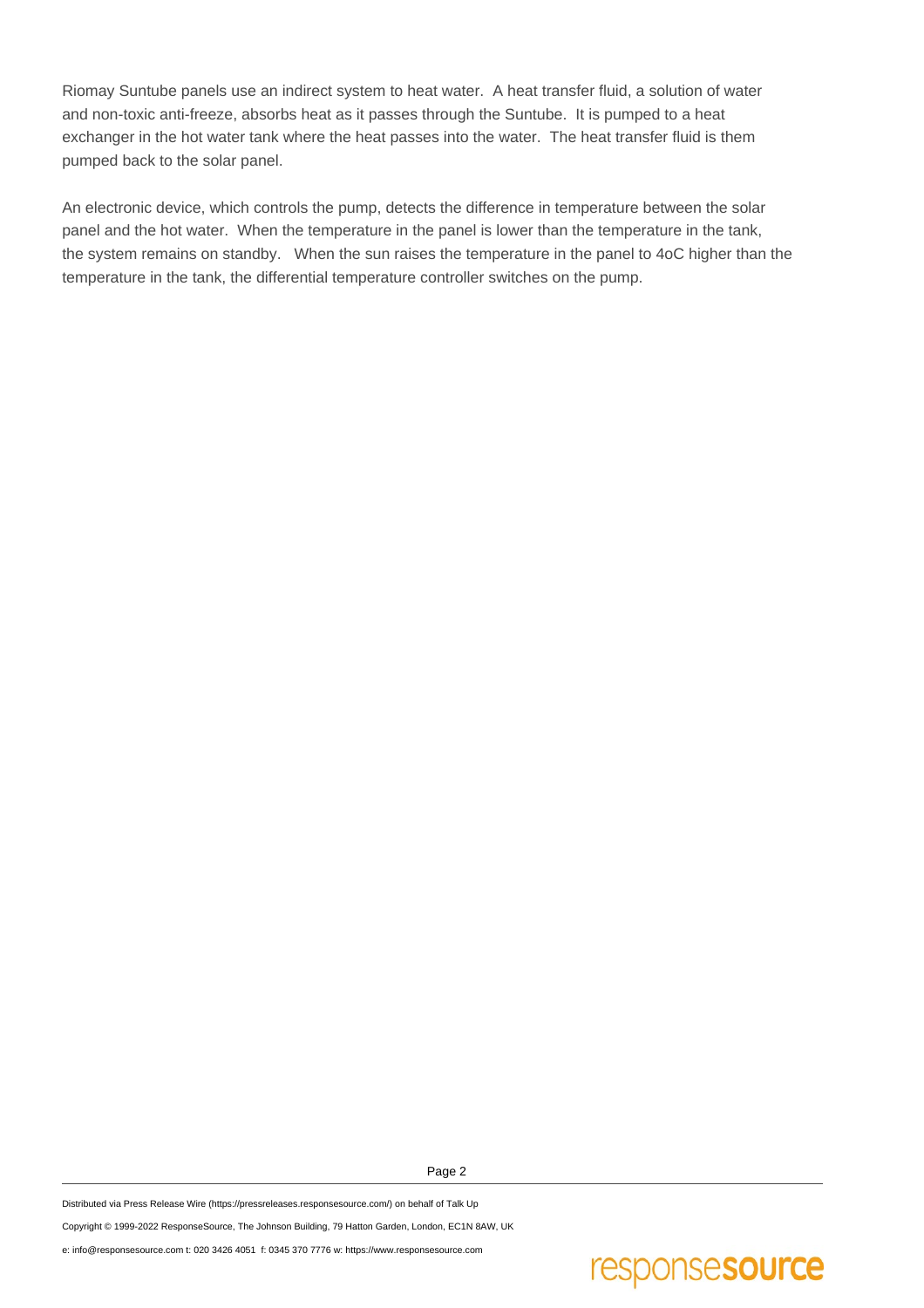Riomay Suntube panels use an indirect system to heat water. A heat transfer fluid, a solution of water and non-toxic anti-freeze, absorbs heat as it passes through the Suntube. It is pumped to a heat exchanger in the hot water tank where the heat passes into the water. The heat transfer fluid is them pumped back to the solar panel.

An electronic device, which controls the pump, detects the difference in temperature between the solar panel and the hot water. When the temperature in the panel is lower than the temperature in the tank, the system remains on standby. When the sun raises the temperature in the panel to 4oC higher than the temperature in the tank, the differential temperature controller switches on the pump.

Distributed via Press Release Wire (https://pressreleases.responsesource.com/) on behalf of Talk Up

Copyright © 1999-2022 ResponseSource, The Johnson Building, 79 Hatton Garden, London, EC1N 8AW, UK

e: info@responsesource.com t: 020 3426 4051 f: 0345 370 7776 w: https://www.responsesource.com